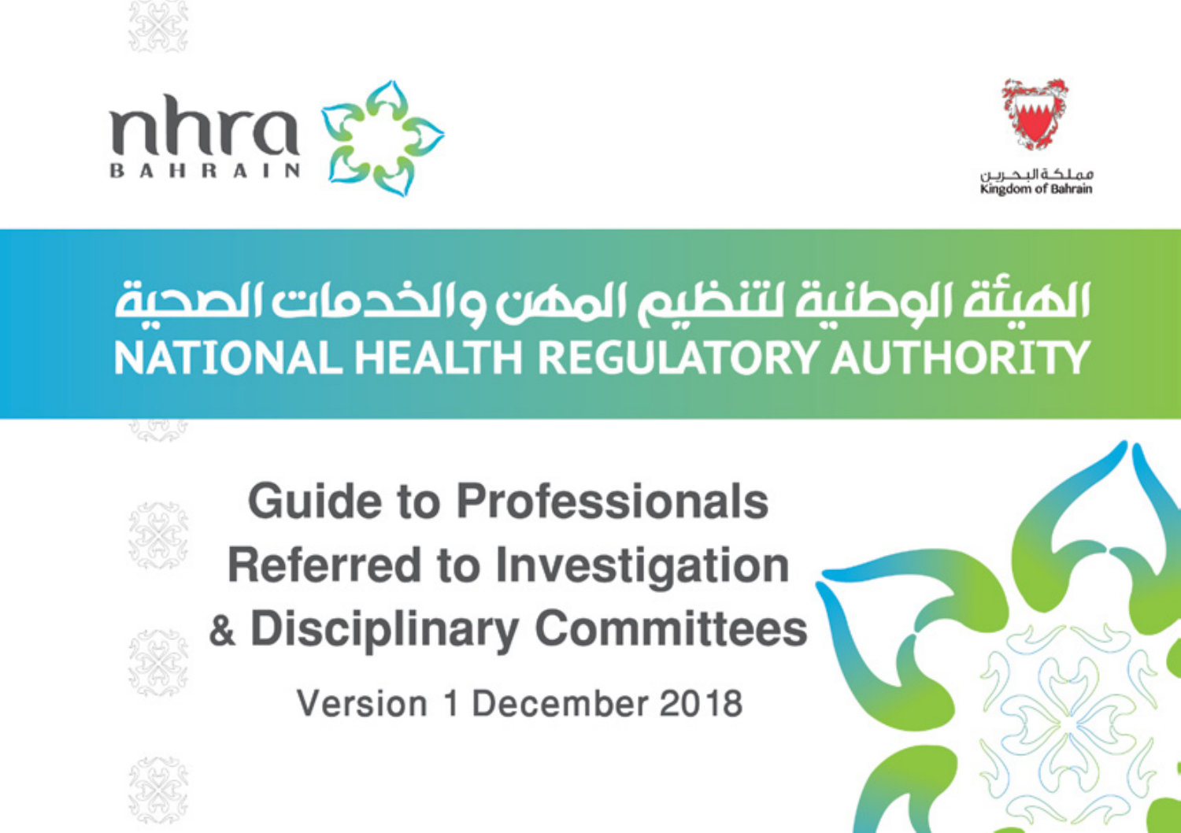nhra BAHRAIN

مملكة البحرين
Kingdom of Bahrain

# الهيئة الوطنية لتنظيم المهن والخدمات الصحية
# NATIONAL HEALTH REGULATORY AUTHORITY

## Guide to Professionals Referred to Investigation & Disciplinary Committees

Version 1 December 2018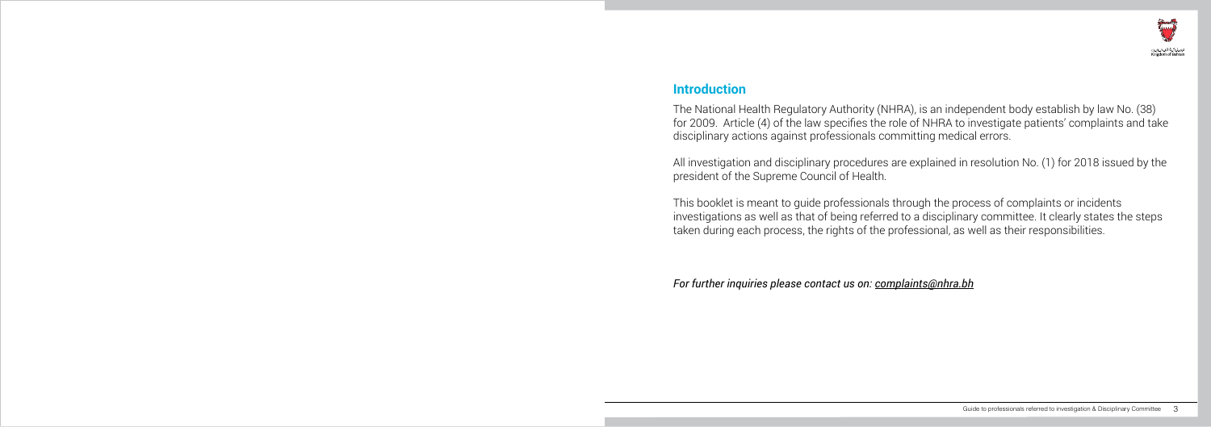## Introduction

The National Health Regulatory Authority (NHRA), is an independent body establish by law No. (38) for 2009. Article (4) of the law specifies the role of NHRA to investigate patients' complaints and take disciplinary actions against professionals committing medical errors.

All investigation and disciplinary procedures are explained in resolution No. (1) for 2018 issued by the president of the Supreme Council of Health.

This booklet is meant to guide professionals through the process of complaints or incidents investigations as well as that of being referred to a disciplinary committee. It clearly states the steps taken during each process, the rights of the professional, as well as their responsibilities.

*For further inquiries please contact us on: complaints@nhra.bh*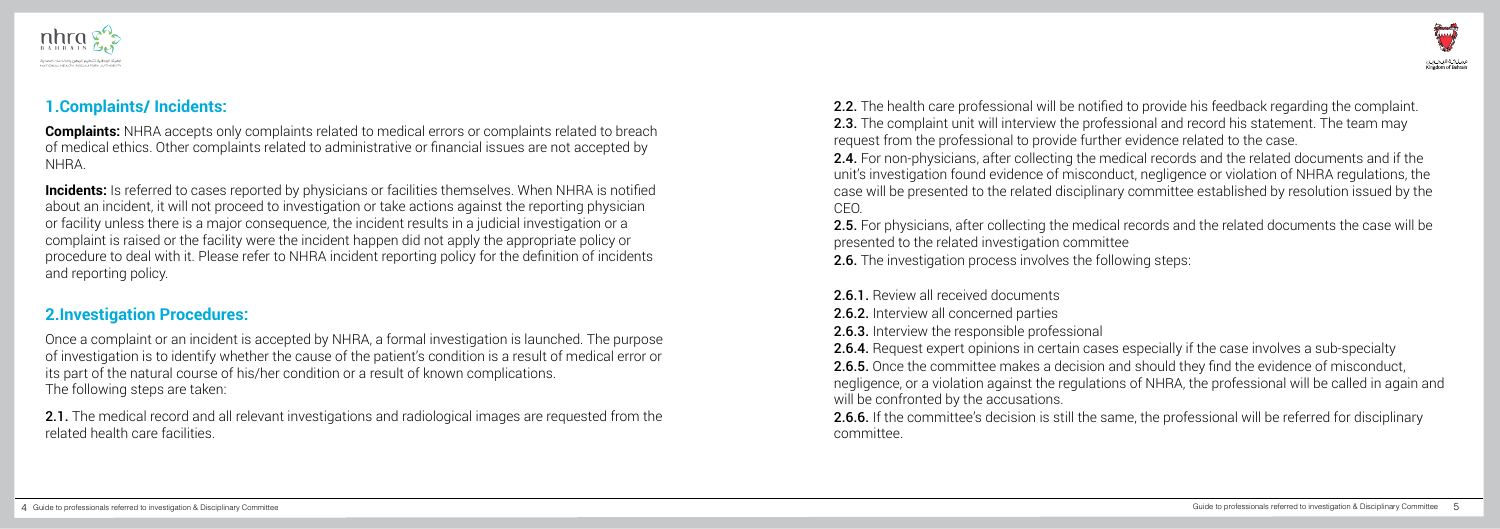## 1.Complaints/ Incidents:

**Complaints:** NHRA accepts only complaints related to medical errors or complaints related to breach of medical ethics. Other complaints related to administrative or financial issues are not accepted by NHRA.

**Incidents:** Is referred to cases reported by physicians or facilities themselves. When NHRA is notified about an incident, it will not proceed to investigation or take actions against the reporting physician or facility unless there is a major consequence, the incident results in a judicial investigation or a complaint is raised or the facility were the incident happen did not apply the appropriate policy or procedure to deal with it. Please refer to NHRA incident reporting policy for the definition of incidents and reporting policy.

## 2.Investigation Procedures:

Once a complaint or an incident is accepted by NHRA, a formal investigation is launched. The purpose of investigation is to identify whether the cause of the patient's condition is a result of medical error or its part of the natural course of his/her condition or a result of known complications.
The following steps are taken:

**2.1.** The medical record and all relevant investigations and radiological images are requested from the related health care facilities.

**2.2.** The health care professional will be notified to provide his feedback regarding the complaint.
**2.3.** The complaint unit will interview the professional and record his statement. The team may request from the professional to provide further evidence related to the case.
**2.4.** For non-physicians, after collecting the medical records and the related documents and if the unit's investigation found evidence of misconduct, negligence or violation of NHRA regulations, the case will be presented to the related disciplinary committee established by resolution issued by the CEO.
**2.5.** For physicians, after collecting the medical records and the related documents the case will be presented to the related investigation committee
**2.6.** The investigation process involves the following steps:

**2.6.1.** Review all received documents
**2.6.2.** Interview all concerned parties
**2.6.3.** Interview the responsible professional
**2.6.4.** Request expert opinions in certain cases especially if the case involves a sub-specialty
**2.6.5.** Once the committee makes a decision and should they find the evidence of misconduct, negligence, or a violation against the regulations of NHRA, the professional will be called in again and will be confronted by the accusations.
**2.6.6.** If the committee's decision is still the same, the professional will be referred for disciplinary committee.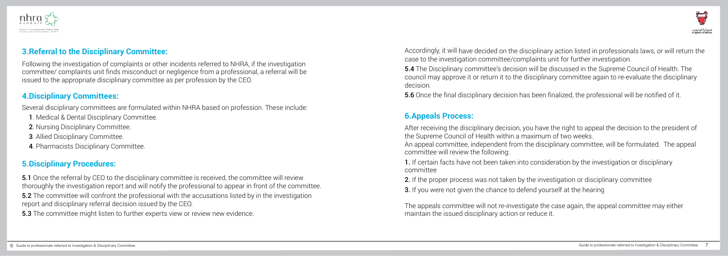## 3.Referral to the Disciplinary Committee:

Following the investigation of complaints or other incidents referred to NHRA, if the investigation committee/ complaints unit finds misconduct or negligence from a professional, a referral will be issued to the appropriate disciplinary committee as per profession by the CEO.

## 4.Disciplinary Committees:

Several disciplinary committees are formulated within NHRA based on profession. These include:

**1**. Medical & Dental Disciplinary Committee.

**2**. Nursing Disciplinary Committee.

**3**. Allied Disciplinary Committee.

**4**. Pharmacists Disciplinary Committee.

## 5.Disciplinary Procedures:

**5.1** Once the referral by CEO to the disciplinary committee is received, the committee will review thoroughly the investigation report and will notify the professional to appear in front of the committee.

**5.2** The committee will confront the professional with the accusations listed by in the investigation report and disciplinary referral decision issued by the CEO.

**5.3** The committee might listen to further experts view or review new evidence.

Accordingly, it will have decided on the disciplinary action listed in professionals laws, or will return the case to the investigation committee/complaints unit for further investigation.

**5.4** The Disciplinary committee's decision will be discussed in the Supreme Council of Health. The council may approve it or return it to the disciplinary committee again to re-evaluate the disciplinary decision.

**5.6** Once the final disciplinary decision has been finalized, the professional will be notified of it.

## 6.Appeals Process:

After receiving the disciplinary decision, you have the right to appeal the decision to the president of the Supreme Council of Health within a maximum of two weeks.

An appeal committee, independent from the disciplinary committee, will be formulated. The appeal committee will review the following:

**1.** If certain facts have not been taken into consideration by the investigation or disciplinary committee

**2.** If the proper process was not taken by the investigation or disciplinary committee

**3.** If you were not given the chance to defend yourself at the hearing

The appeals committee will not re-investigate the case again, the appeal committee may either maintain the issued disciplinary action or reduce it.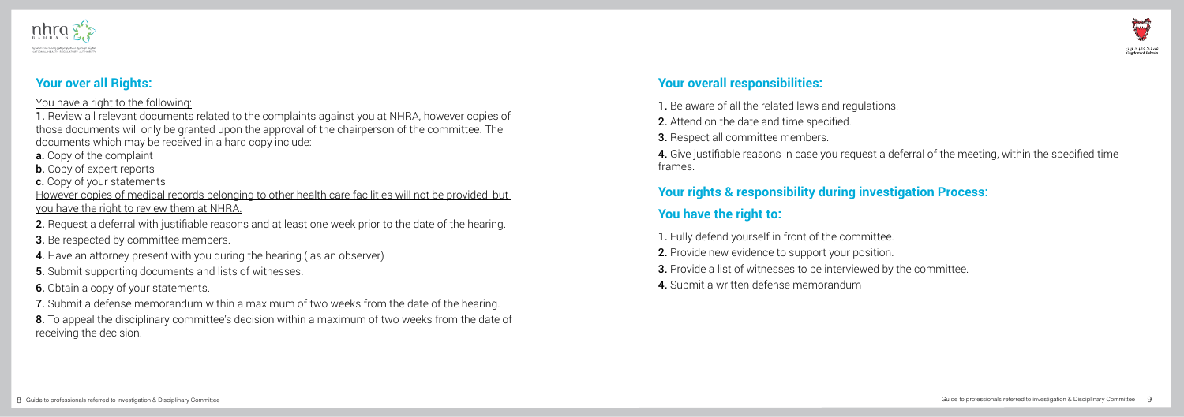## Your over all Rights:

You have a right to the following:

**1.** Review all relevant documents related to the complaints against you at NHRA, however copies of those documents will only be granted upon the approval of the chairperson of the committee. The documents which may be received in a hard copy include:

**a.** Copy of the complaint

**b.** Copy of expert reports

**c.** Copy of your statements

However copies of medical records belonging to other health care facilities will not be provided, but you have the right to review them at NHRA.

**2.** Request a deferral with justifiable reasons and at least one week prior to the date of the hearing.

**3.** Be respected by committee members.

**4.** Have an attorney present with you during the hearing.( as an observer)

**5.** Submit supporting documents and lists of witnesses.

**6.** Obtain a copy of your statements.

**7.** Submit a defense memorandum within a maximum of two weeks from the date of the hearing.

**8.** To appeal the disciplinary committee's decision within a maximum of two weeks from the date of receiving the decision.

## Your overall responsibilities:

**1.** Be aware of all the related laws and regulations.

**2.** Attend on the date and time specified.

**3.** Respect all committee members.

**4.** Give justifiable reasons in case you request a deferral of the meeting, within the specified time frames.

## Your rights & responsibility during investigation Process:

## You have the right to:

**1.** Fully defend yourself in front of the committee.

**2.** Provide new evidence to support your position.

**3.** Provide a list of witnesses to be interviewed by the committee.

**4.** Submit a written defense memorandum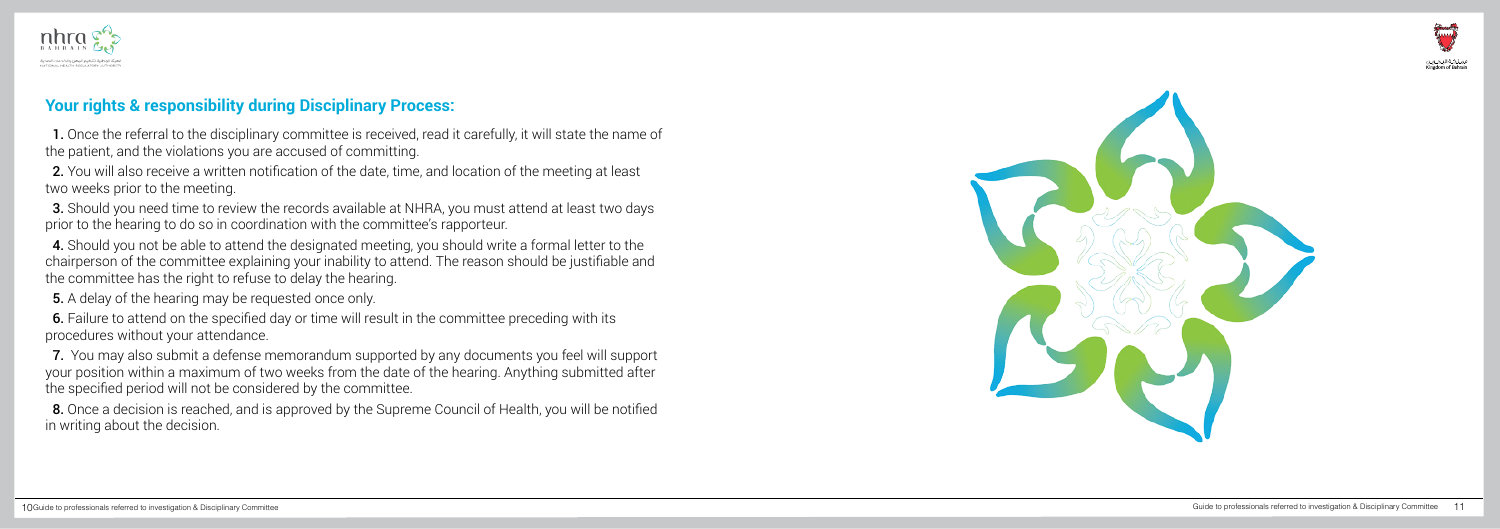## Your rights & responsibility during Disciplinary Process:

**1.** Once the referral to the disciplinary committee is received, read it carefully, it will state the name of the patient, and the violations you are accused of committing.

**2.** You will also receive a written notification of the date, time, and location of the meeting at least two weeks prior to the meeting.

**3.** Should you need time to review the records available at NHRA, you must attend at least two days prior to the hearing to do so in coordination with the committee's rapporteur.

**4.** Should you not be able to attend the designated meeting, you should write a formal letter to the chairperson of the committee explaining your inability to attend. The reason should be justifiable and the committee has the right to refuse to delay the hearing.

**5.** A delay of the hearing may be requested once only.

**6.** Failure to attend on the specified day or time will result in the committee preceding with its procedures without your attendance.

**7.** You may also submit a defense memorandum supported by any documents you feel will support your position within a maximum of two weeks from the date of the hearing. Anything submitted after the specified period will not be considered by the committee.

**8.** Once a decision is reached, and is approved by the Supreme Council of Health, you will be notified in writing about the decision.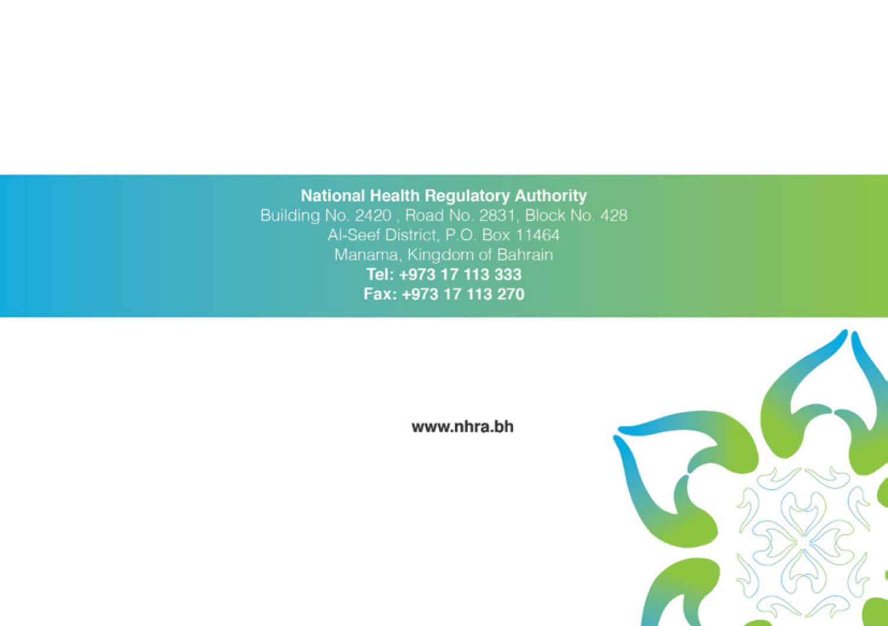**National Health Regulatory Authority**
Building No. 2420 , Road No. 2831, Block No. 428
Al-Seef District, P.O. Box 11464
Manama, Kingdom of Bahrain
**Tel: +973 17 113 333**
**Fax: +973 17 113 270**

**www.nhra.bh**